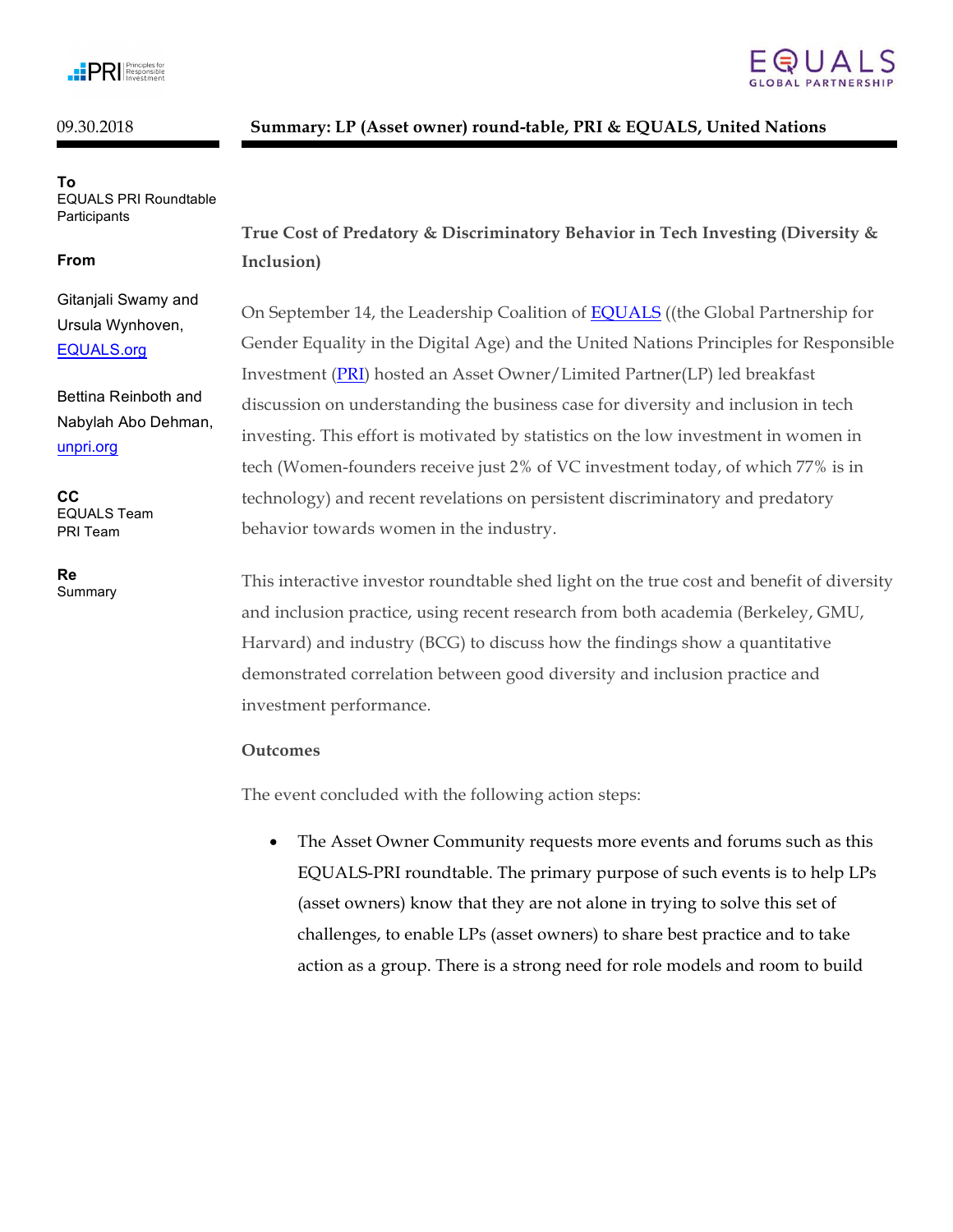09.30.2018

**Summary: LP (Asset owner) round-table, PRI & EQUALS, United Nations**

**To**
EQUALS PRI Roundtable Participants

**From**

Gitanjali Swamy and Ursula Wynhoven, [EQUALS.org](EQUALS.org)

Bettina Reinboth and Nabylah Abo Dehman, [unpri.org](unpri.org)

**CC**
EQUALS Team
PRI Team

**Re**
Summary

## True Cost of Predatory & Discriminatory Behavior in Tech Investing (Diversity & Inclusion)

On September 14, the Leadership Coalition of [EQUALS](EQUALS) ((the Global Partnership for Gender Equality in the Digital Age) and the United Nations Principles for Responsible Investment ([PRI](PRI)) hosted an Asset Owner/Limited Partner(LP) led breakfast discussion on understanding the business case for diversity and inclusion in tech investing. This effort is motivated by statistics on the low investment in women in tech (Women-founders receive just 2% of VC investment today, of which 77% is in technology) and recent revelations on persistent discriminatory and predatory behavior towards women in the industry.

This interactive investor roundtable shed light on the true cost and benefit of diversity and inclusion practice, using recent research from both academia (Berkeley, GMU, Harvard) and industry (BCG) to discuss how the findings show a quantitative demonstrated correlation between good diversity and inclusion practice and investment performance.

**Outcomes**

The event concluded with the following action steps:

- The Asset Owner Community requests more events and forums such as this EQUALS-PRI roundtable. The primary purpose of such events is to help LPs (asset owners) know that they are not alone in trying to solve this set of challenges, to enable LPs (asset owners) to share best practice and to take action as a group. There is a strong need for role models and room to build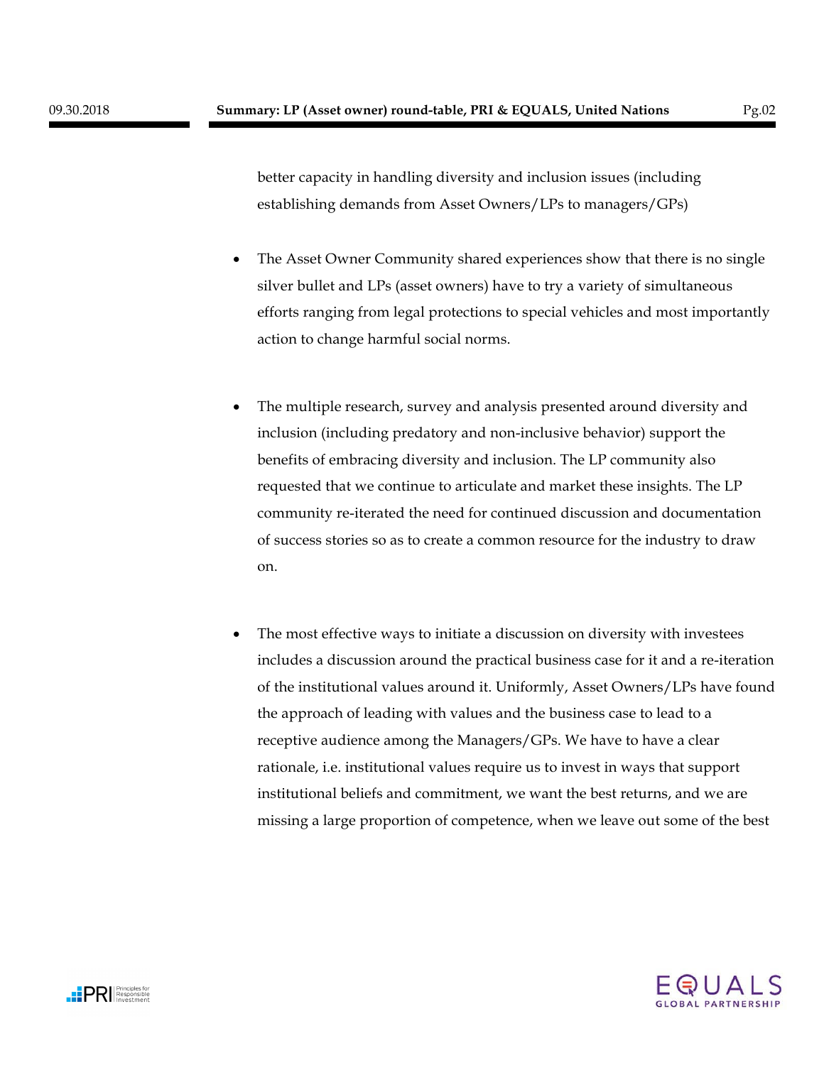better capacity in handling diversity and inclusion issues (including establishing demands from Asset Owners/LPs to managers/GPs)

- The Asset Owner Community shared experiences show that there is no single silver bullet and LPs (asset owners) have to try a variety of simultaneous efforts ranging from legal protections to special vehicles and most importantly action to change harmful social norms.

- The multiple research, survey and analysis presented around diversity and inclusion (including predatory and non-inclusive behavior) support the benefits of embracing diversity and inclusion. The LP community also requested that we continue to articulate and market these insights. The LP community re-iterated the need for continued discussion and documentation of success stories so as to create a common resource for the industry to draw on.

- The most effective ways to initiate a discussion on diversity with investees includes a discussion around the practical business case for it and a re-iteration of the institutional values around it. Uniformly, Asset Owners/LPs have found the approach of leading with values and the business case to lead to a receptive audience among the Managers/GPs. We have to have a clear rationale, i.e. institutional values require us to invest in ways that support institutional beliefs and commitment, we want the best returns, and we are missing a large proportion of competence, when we leave out some of the best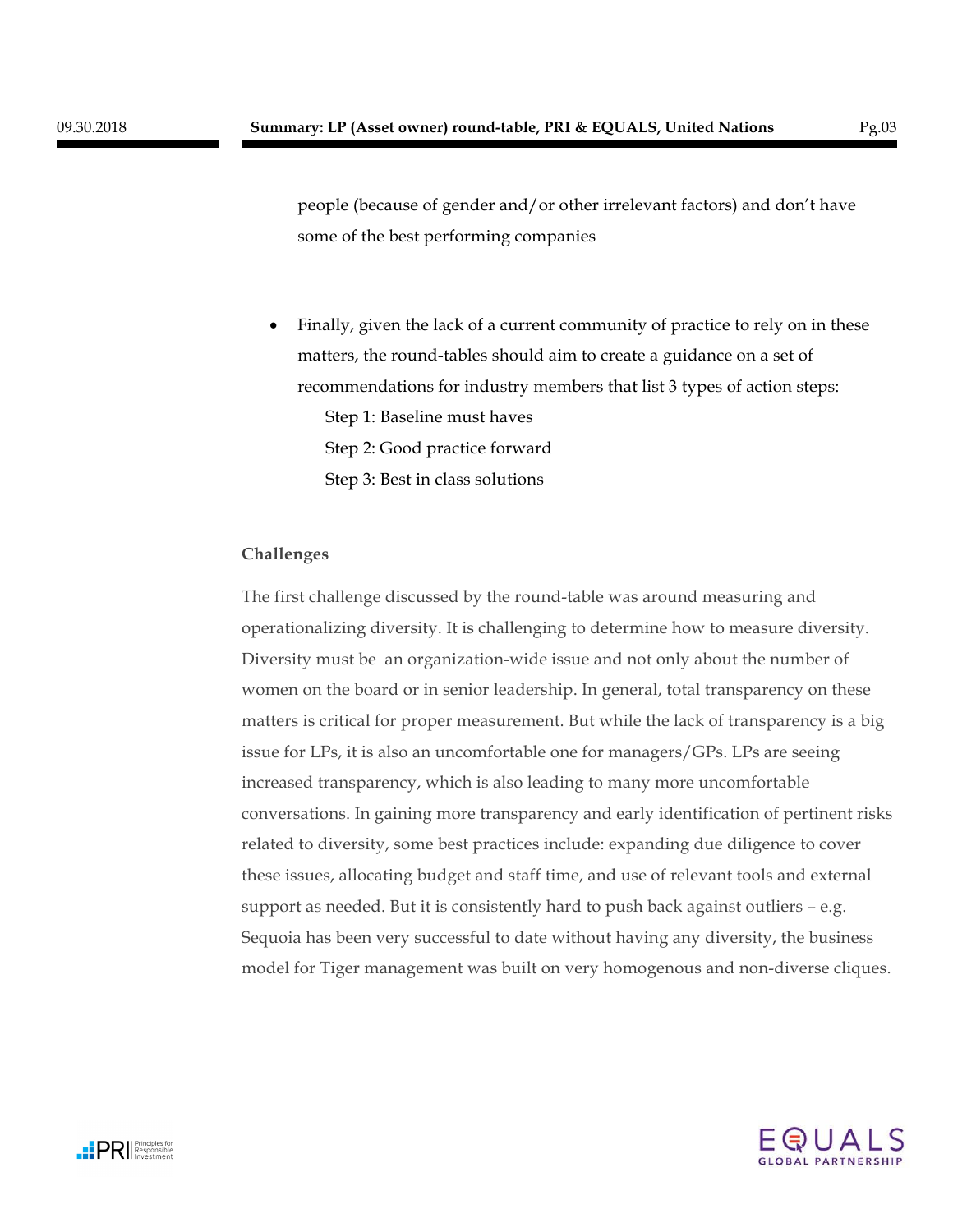people (because of gender and/or other irrelevant factors) and don't have some of the best performing companies

- Finally, given the lack of a current community of practice to rely on in these matters, the round-tables should aim to create a guidance on a set of recommendations for industry members that list 3 types of action steps:
  - Step 1: Baseline must haves
  - Step 2: Good practice forward
  - Step 3: Best in class solutions

**Challenges**

The first challenge discussed by the round-table was around measuring and operationalizing diversity. It is challenging to determine how to measure diversity. Diversity must be an organization-wide issue and not only about the number of women on the board or in senior leadership. In general, total transparency on these matters is critical for proper measurement. But while the lack of transparency is a big issue for LPs, it is also an uncomfortable one for managers/GPs. LPs are seeing increased transparency, which is also leading to many more uncomfortable conversations. In gaining more transparency and early identification of pertinent risks related to diversity, some best practices include: expanding due diligence to cover these issues, allocating budget and staff time, and use of relevant tools and external support as needed. But it is consistently hard to push back against outliers – e.g. Sequoia has been very successful to date without having any diversity, the business model for Tiger management was built on very homogenous and non-diverse cliques.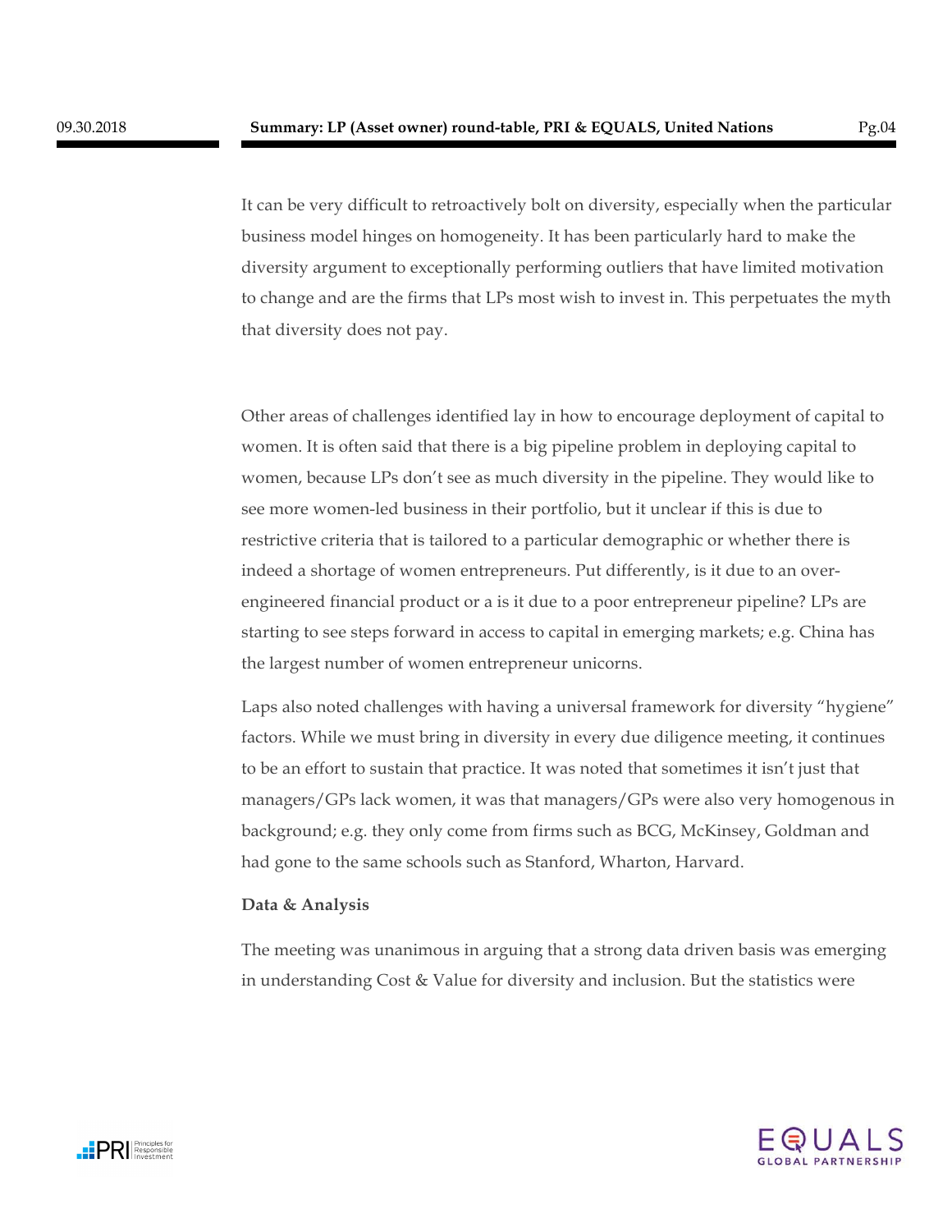It can be very difficult to retroactively bolt on diversity, especially when the particular business model hinges on homogeneity. It has been particularly hard to make the diversity argument to exceptionally performing outliers that have limited motivation to change and are the firms that LPs most wish to invest in. This perpetuates the myth that diversity does not pay.

Other areas of challenges identified lay in how to encourage deployment of capital to women. It is often said that there is a big pipeline problem in deploying capital to women, because LPs don't see as much diversity in the pipeline. They would like to see more women-led business in their portfolio, but it unclear if this is due to restrictive criteria that is tailored to a particular demographic or whether there is indeed a shortage of women entrepreneurs. Put differently, is it due to an over-engineered financial product or a is it due to a poor entrepreneur pipeline? LPs are starting to see steps forward in access to capital in emerging markets; e.g. China has the largest number of women entrepreneur unicorns.

Laps also noted challenges with having a universal framework for diversity "hygiene" factors. While we must bring in diversity in every due diligence meeting, it continues to be an effort to sustain that practice. It was noted that sometimes it isn't just that managers/GPs lack women, it was that managers/GPs were also very homogenous in background; e.g. they only come from firms such as BCG, McKinsey, Goldman and had gone to the same schools such as Stanford, Wharton, Harvard.

**Data & Analysis**

The meeting was unanimous in arguing that a strong data driven basis was emerging in understanding Cost & Value for diversity and inclusion. But the statistics were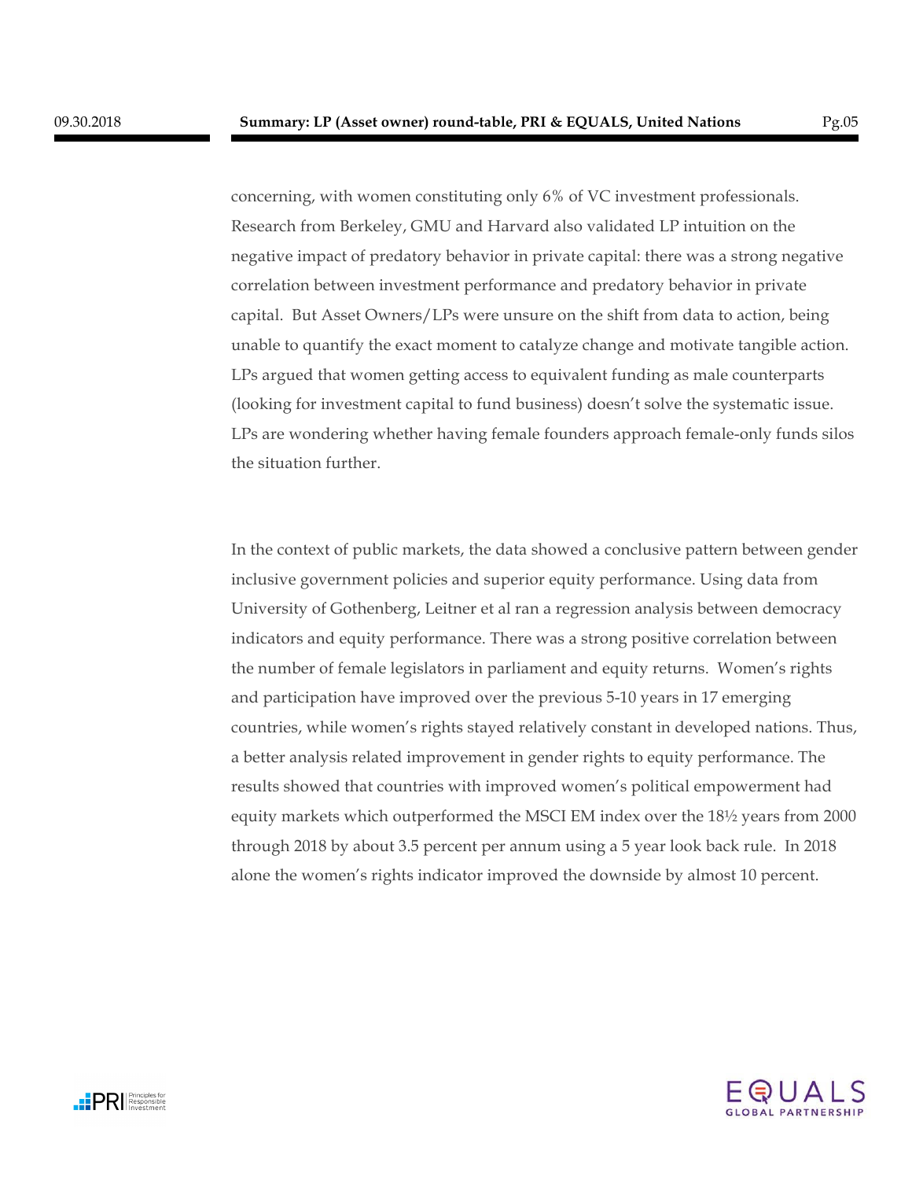concerning, with women constituting only 6% of VC investment professionals. Research from Berkeley, GMU and Harvard also validated LP intuition on the negative impact of predatory behavior in private capital: there was a strong negative correlation between investment performance and predatory behavior in private capital. But Asset Owners/LPs were unsure on the shift from data to action, being unable to quantify the exact moment to catalyze change and motivate tangible action. LPs argued that women getting access to equivalent funding as male counterparts (looking for investment capital to fund business) doesn't solve the systematic issue. LPs are wondering whether having female founders approach female-only funds silos the situation further.

In the context of public markets, the data showed a conclusive pattern between gender inclusive government policies and superior equity performance. Using data from University of Gothenberg, Leitner et al ran a regression analysis between democracy indicators and equity performance. There was a strong positive correlation between the number of female legislators in parliament and equity returns. Women's rights and participation have improved over the previous 5-10 years in 17 emerging countries, while women's rights stayed relatively constant in developed nations. Thus, a better analysis related improvement in gender rights to equity performance. The results showed that countries with improved women's political empowerment had equity markets which outperformed the MSCI EM index over the 18½ years from 2000 through 2018 by about 3.5 percent per annum using a 5 year look back rule. In 2018 alone the women's rights indicator improved the downside by almost 10 percent.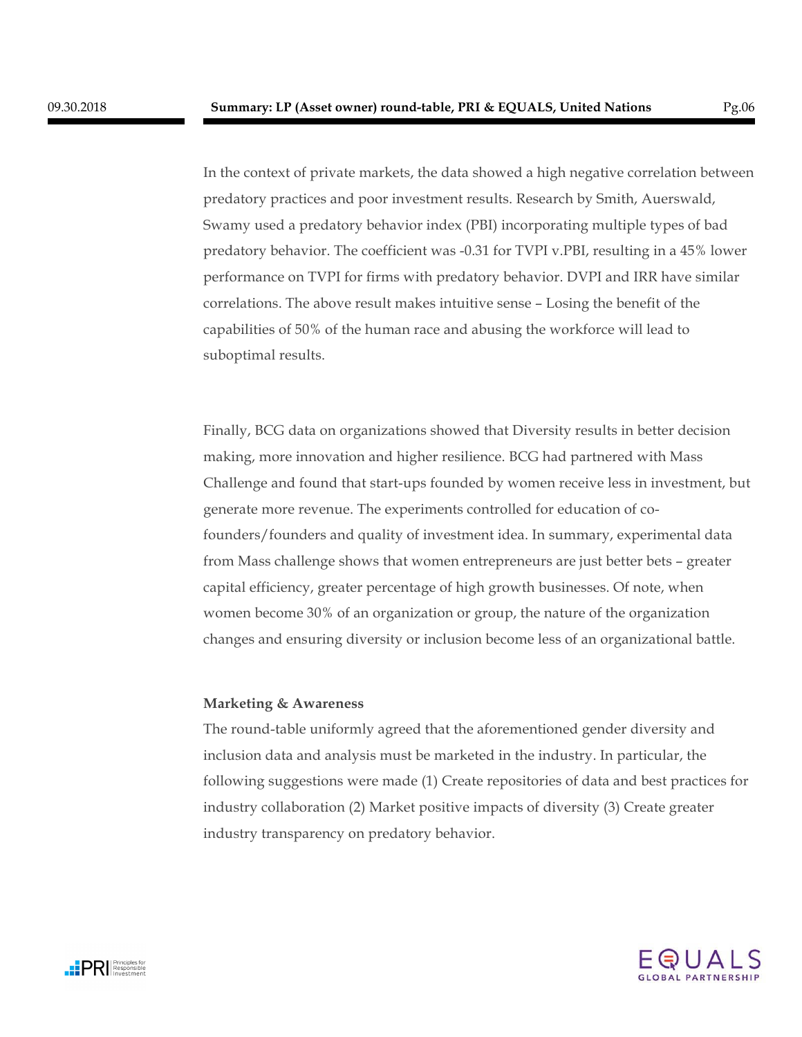In the context of private markets, the data showed a high negative correlation between predatory practices and poor investment results. Research by Smith, Auerswald, Swamy used a predatory behavior index (PBI) incorporating multiple types of bad predatory behavior. The coefficient was -0.31 for TVPI v.PBI, resulting in a 45% lower performance on TVPI for firms with predatory behavior. DVPI and IRR have similar correlations. The above result makes intuitive sense – Losing the benefit of the capabilities of 50% of the human race and abusing the workforce will lead to suboptimal results.

Finally, BCG data on organizations showed that Diversity results in better decision making, more innovation and higher resilience. BCG had partnered with Mass Challenge and found that start-ups founded by women receive less in investment, but generate more revenue. The experiments controlled for education of co-founders/founders and quality of investment idea. In summary, experimental data from Mass challenge shows that women entrepreneurs are just better bets – greater capital efficiency, greater percentage of high growth businesses. Of note, when women become 30% of an organization or group, the nature of the organization changes and ensuring diversity or inclusion become less of an organizational battle.

**Marketing & Awareness**

The round-table uniformly agreed that the aforementioned gender diversity and inclusion data and analysis must be marketed in the industry. In particular, the following suggestions were made (1) Create repositories of data and best practices for industry collaboration (2) Market positive impacts of diversity (3) Create greater industry transparency on predatory behavior.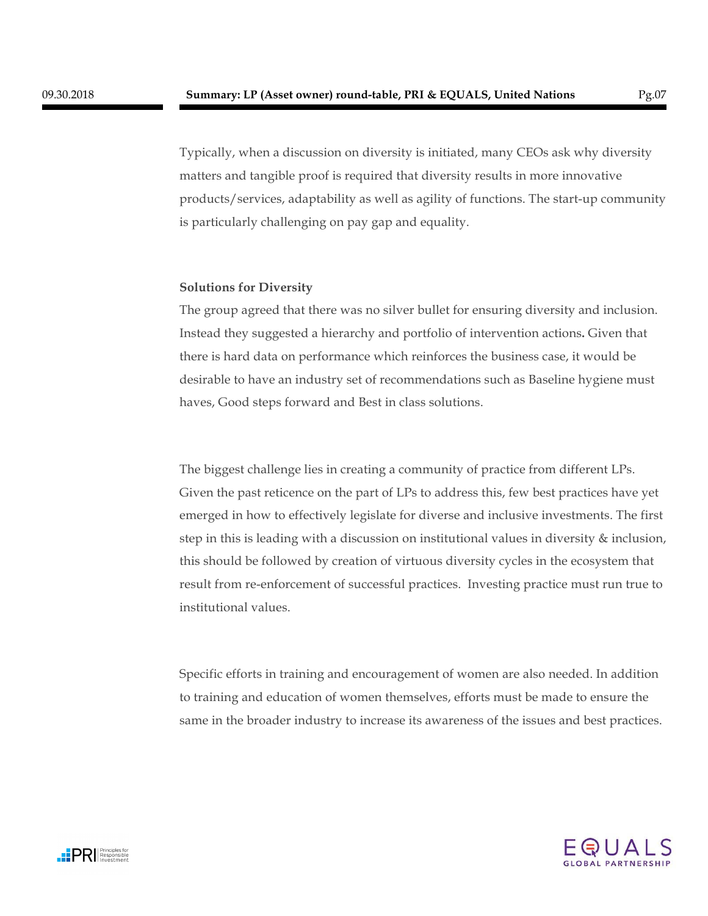Typically, when a discussion on diversity is initiated, many CEOs ask why diversity matters and tangible proof is required that diversity results in more innovative products/services, adaptability as well as agility of functions. The start-up community is particularly challenging on pay gap and equality.

**Solutions for Diversity**

The group agreed that there was no silver bullet for ensuring diversity and inclusion. Instead they suggested a hierarchy and portfolio of intervention actions**.** Given that there is hard data on performance which reinforces the business case, it would be desirable to have an industry set of recommendations such as Baseline hygiene must haves, Good steps forward and Best in class solutions.

The biggest challenge lies in creating a community of practice from different LPs. Given the past reticence on the part of LPs to address this, few best practices have yet emerged in how to effectively legislate for diverse and inclusive investments. The first step in this is leading with a discussion on institutional values in diversity & inclusion, this should be followed by creation of virtuous diversity cycles in the ecosystem that result from re-enforcement of successful practices. Investing practice must run true to institutional values.

Specific efforts in training and encouragement of women are also needed. In addition to training and education of women themselves, efforts must be made to ensure the same in the broader industry to increase its awareness of the issues and best practices.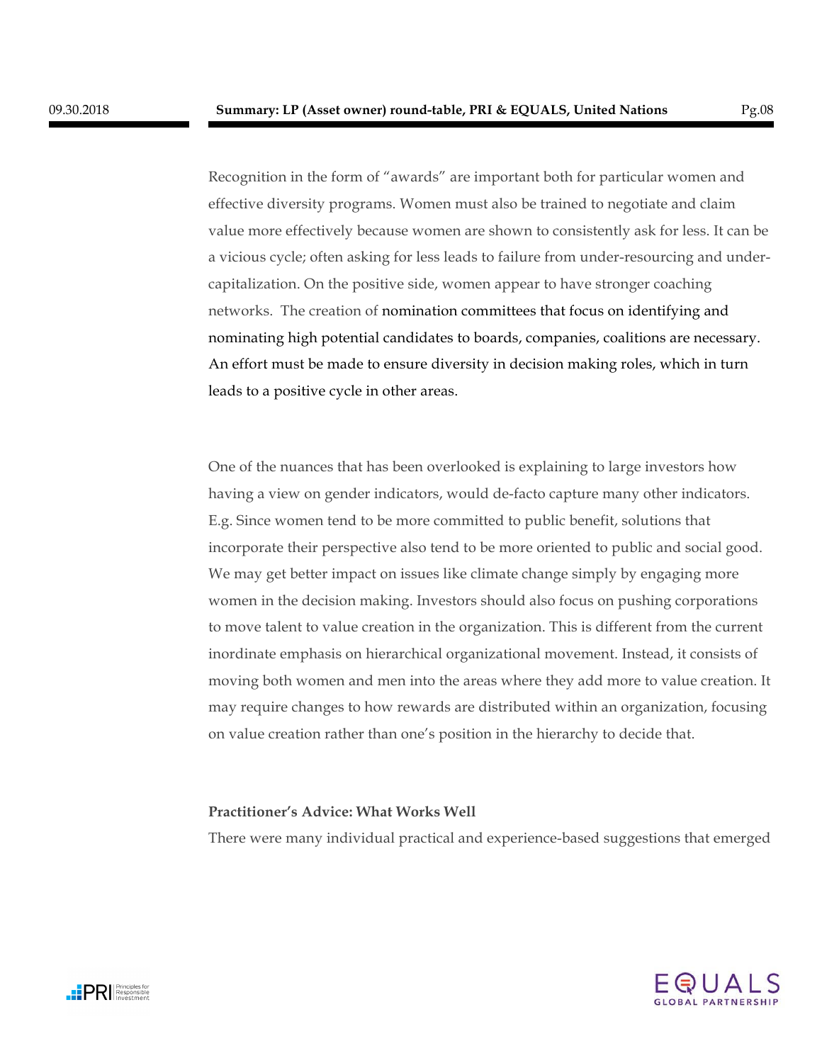Recognition in the form of "awards" are important both for particular women and effective diversity programs. Women must also be trained to negotiate and claim value more effectively because women are shown to consistently ask for less. It can be a vicious cycle; often asking for less leads to failure from under-resourcing and under-capitalization. On the positive side, women appear to have stronger coaching networks. The creation of nomination committees that focus on identifying and nominating high potential candidates to boards, companies, coalitions are necessary. An effort must be made to ensure diversity in decision making roles, which in turn leads to a positive cycle in other areas.

One of the nuances that has been overlooked is explaining to large investors how having a view on gender indicators, would de-facto capture many other indicators. E.g. Since women tend to be more committed to public benefit, solutions that incorporate their perspective also tend to be more oriented to public and social good. We may get better impact on issues like climate change simply by engaging more women in the decision making. Investors should also focus on pushing corporations to move talent to value creation in the organization. This is different from the current inordinate emphasis on hierarchical organizational movement. Instead, it consists of moving both women and men into the areas where they add more to value creation. It may require changes to how rewards are distributed within an organization, focusing on value creation rather than one's position in the hierarchy to decide that.

**Practitioner's Advice: What Works Well**

There were many individual practical and experience-based suggestions that emerged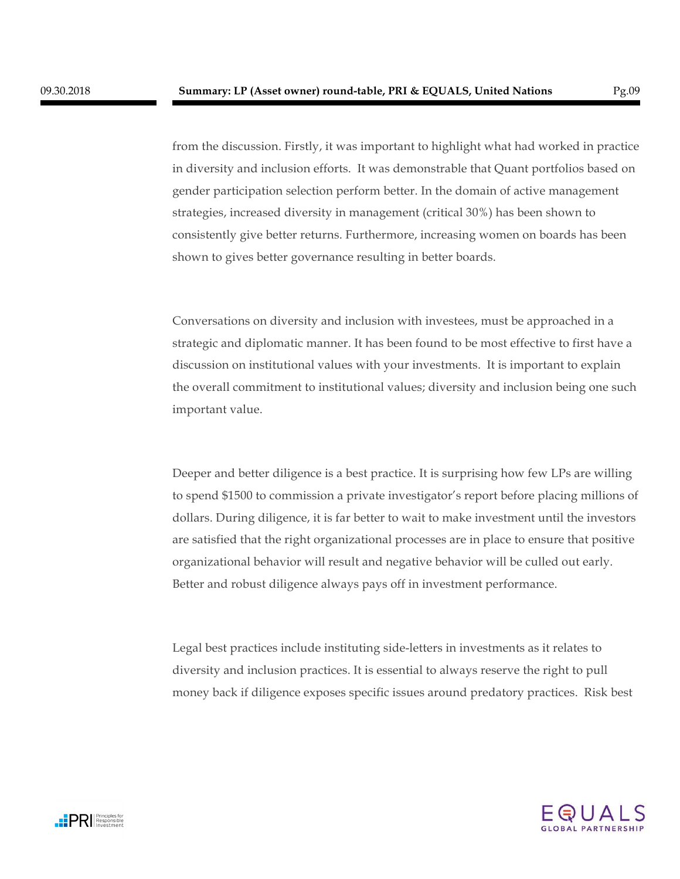from the discussion. Firstly, it was important to highlight what had worked in practice in diversity and inclusion efforts. It was demonstrable that Quant portfolios based on gender participation selection perform better. In the domain of active management strategies, increased diversity in management (critical 30%) has been shown to consistently give better returns. Furthermore, increasing women on boards has been shown to gives better governance resulting in better boards.

Conversations on diversity and inclusion with investees, must be approached in a strategic and diplomatic manner. It has been found to be most effective to first have a discussion on institutional values with your investments. It is important to explain the overall commitment to institutional values; diversity and inclusion being one such important value.

Deeper and better diligence is a best practice. It is surprising how few LPs are willing to spend $1500 to commission a private investigator's report before placing millions of dollars. During diligence, it is far better to wait to make investment until the investors are satisfied that the right organizational processes are in place to ensure that positive organizational behavior will result and negative behavior will be culled out early. Better and robust diligence always pays off in investment performance.

Legal best practices include instituting side-letters in investments as it relates to diversity and inclusion practices. It is essential to always reserve the right to pull money back if diligence exposes specific issues around predatory practices. Risk best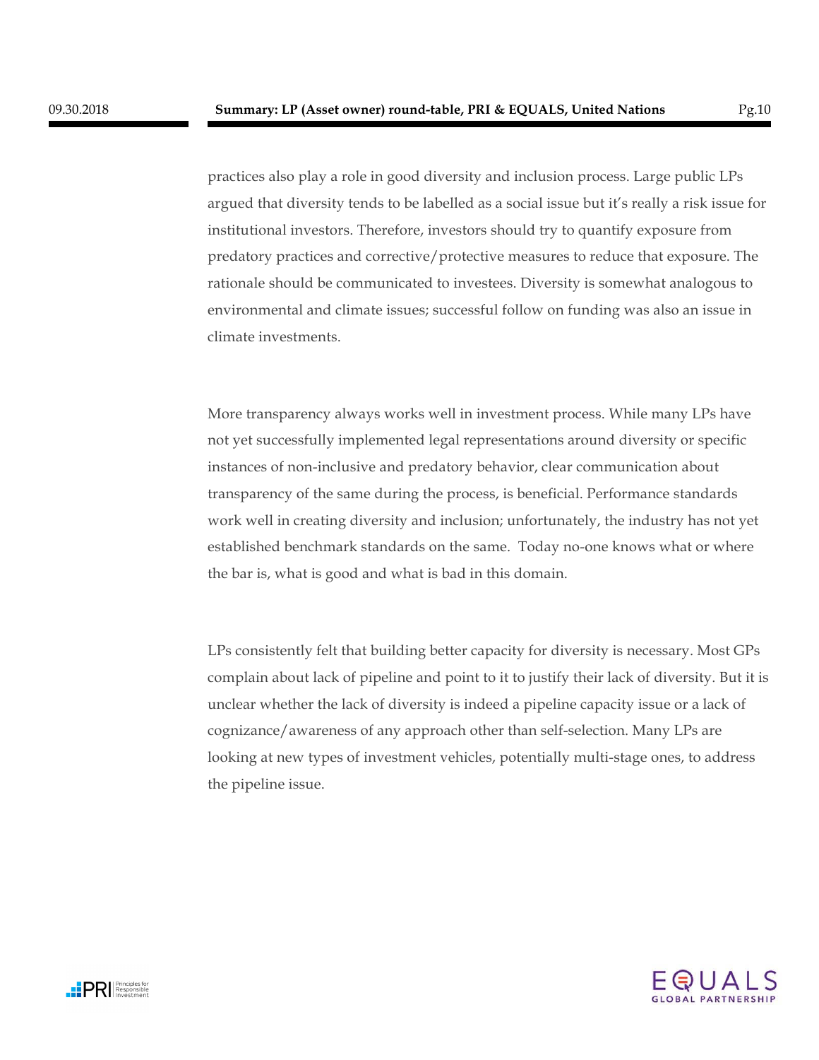practices also play a role in good diversity and inclusion process. Large public LPs argued that diversity tends to be labelled as a social issue but it's really a risk issue for institutional investors. Therefore, investors should try to quantify exposure from predatory practices and corrective/protective measures to reduce that exposure. The rationale should be communicated to investees. Diversity is somewhat analogous to environmental and climate issues; successful follow on funding was also an issue in climate investments.

More transparency always works well in investment process. While many LPs have not yet successfully implemented legal representations around diversity or specific instances of non-inclusive and predatory behavior, clear communication about transparency of the same during the process, is beneficial. Performance standards work well in creating diversity and inclusion; unfortunately, the industry has not yet established benchmark standards on the same. Today no-one knows what or where the bar is, what is good and what is bad in this domain.

LPs consistently felt that building better capacity for diversity is necessary. Most GPs complain about lack of pipeline and point to it to justify their lack of diversity. But it is unclear whether the lack of diversity is indeed a pipeline capacity issue or a lack of cognizance/awareness of any approach other than self-selection. Many LPs are looking at new types of investment vehicles, potentially multi-stage ones, to address the pipeline issue.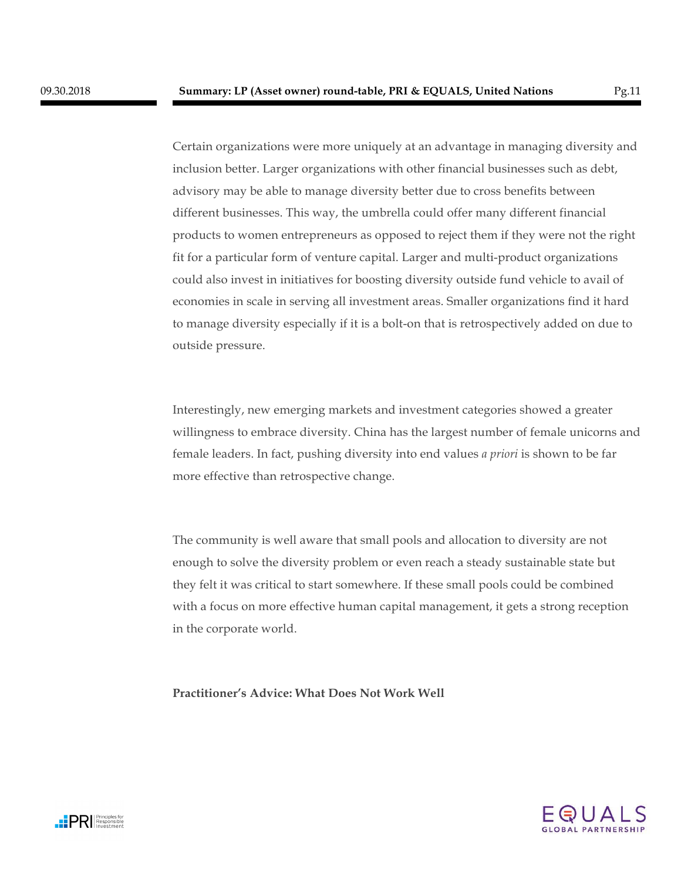Certain organizations were more uniquely at an advantage in managing diversity and inclusion better. Larger organizations with other financial businesses such as debt, advisory may be able to manage diversity better due to cross benefits between different businesses. This way, the umbrella could offer many different financial products to women entrepreneurs as opposed to reject them if they were not the right fit for a particular form of venture capital. Larger and multi-product organizations could also invest in initiatives for boosting diversity outside fund vehicle to avail of economies in scale in serving all investment areas. Smaller organizations find it hard to manage diversity especially if it is a bolt-on that is retrospectively added on due to outside pressure.

Interestingly, new emerging markets and investment categories showed a greater willingness to embrace diversity. China has the largest number of female unicorns and female leaders. In fact, pushing diversity into end values *a priori* is shown to be far more effective than retrospective change.

The community is well aware that small pools and allocation to diversity are not enough to solve the diversity problem or even reach a steady sustainable state but they felt it was critical to start somewhere. If these small pools could be combined with a focus on more effective human capital management, it gets a strong reception in the corporate world.

**Practitioner's Advice: What Does Not Work Well**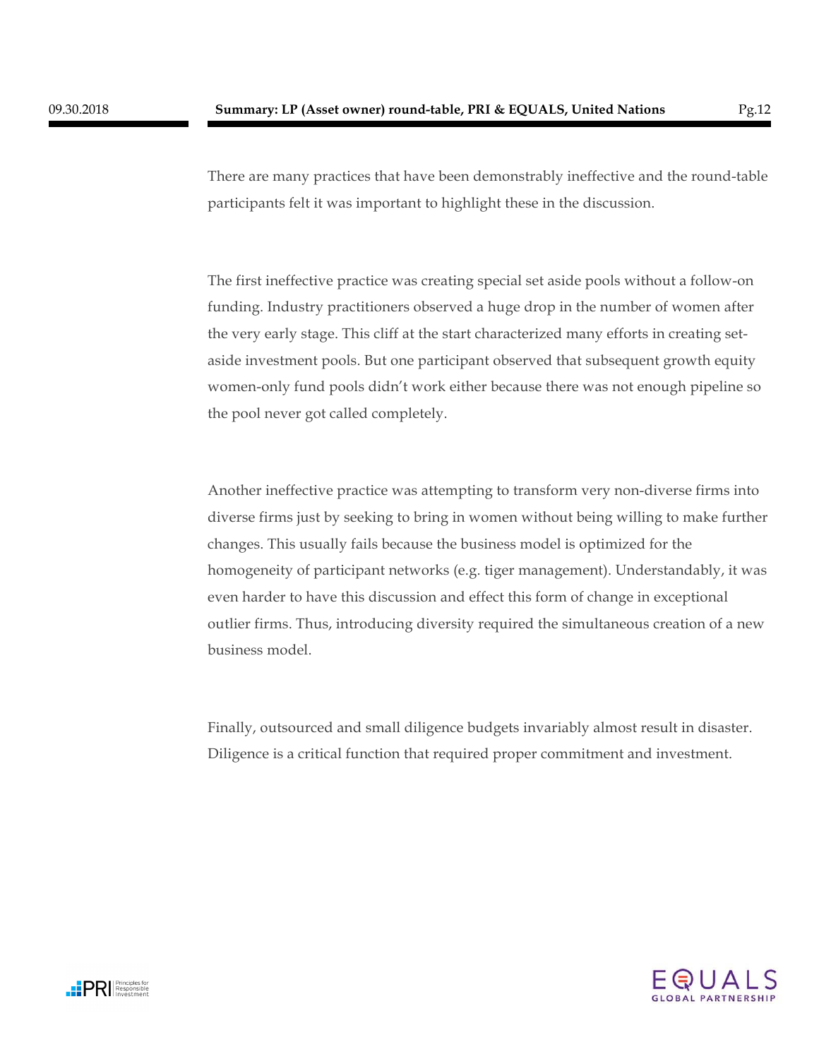There are many practices that have been demonstrably ineffective and the round-table participants felt it was important to highlight these in the discussion.

The first ineffective practice was creating special set aside pools without a follow-on funding. Industry practitioners observed a huge drop in the number of women after the very early stage. This cliff at the start characterized many efforts in creating set-aside investment pools. But one participant observed that subsequent growth equity women-only fund pools didn't work either because there was not enough pipeline so the pool never got called completely.

Another ineffective practice was attempting to transform very non-diverse firms into diverse firms just by seeking to bring in women without being willing to make further changes. This usually fails because the business model is optimized for the homogeneity of participant networks (e.g. tiger management). Understandably, it was even harder to have this discussion and effect this form of change in exceptional outlier firms. Thus, introducing diversity required the simultaneous creation of a new business model.

Finally, outsourced and small diligence budgets invariably almost result in disaster. Diligence is a critical function that required proper commitment and investment.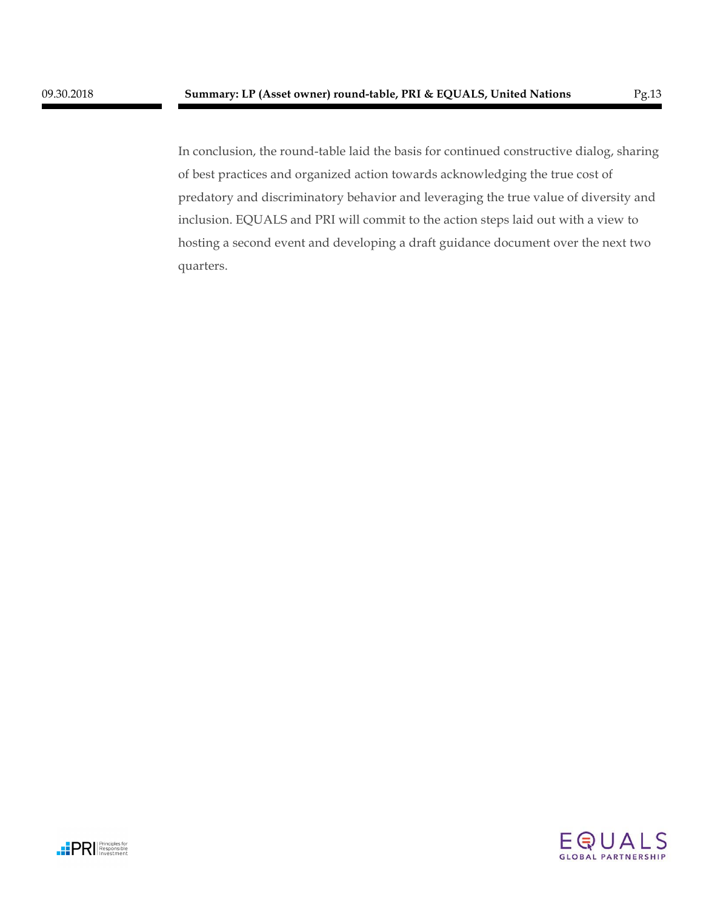In conclusion, the round-table laid the basis for continued constructive dialog, sharing of best practices and organized action towards acknowledging the true cost of predatory and discriminatory behavior and leveraging the true value of diversity and inclusion. EQUALS and PRI will commit to the action steps laid out with a view to hosting a second event and developing a draft guidance document over the next two quarters.